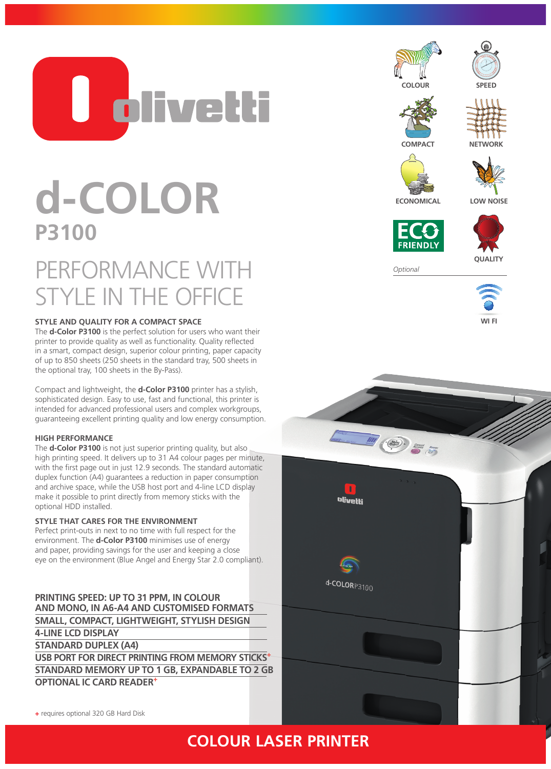# olivetti

# d-COLOR
## P3100

## PERFORMANCE WITH STYLE IN THE OFFICE

COLOUR | SPEED | COMPACT | NETWORK | ECONOMICAL | LOW NOISE | ECO FRIENDLY | QUALITY

*Optional*

WI FI

### STYLE AND QUALITY FOR A COMPACT SPACE

The **d-Color P3100** is the perfect solution for users who want their printer to provide quality as well as functionality. Quality reflected in a smart, compact design, superior colour printing, paper capacity of up to 850 sheets (250 sheets in the standard tray, 500 sheets in the optional tray, 100 sheets in the By-Pass).

Compact and lightweight, the **d-Color P3100** printer has a stylish, sophisticated design. Easy to use, fast and functional, this printer is intended for advanced professional users and complex workgroups, guaranteeing excellent printing quality and low energy consumption.

### HIGH PERFORMANCE

The **d-Color P3100** is not just superior printing quality, but also high printing speed. It delivers up to 31 A4 colour pages per minute, with the first page out in just 12.9 seconds. The standard automatic duplex function (A4) guarantees a reduction in paper consumption and archive space, while the USB host port and 4-line LCD display make it possible to print directly from memory sticks with the optional HDD installed.

### STYLE THAT CARES FOR THE ENVIRONMENT

Perfect print-outs in next to no time with full respect for the environment. The **d-Color P3100** minimises use of energy and paper, providing savings for the user and keeping a close eye on the environment (Blue Angel and Energy Star 2.0 compliant).

**PRINTING SPEED: UP TO 31 PPM, IN COLOUR AND MONO, IN A6-A4 AND CUSTOMISED FORMATS**

**SMALL, COMPACT, LIGHTWEIGHT, STYLISH DESIGN**

**4-LINE LCD DISPLAY**

**STANDARD DUPLEX (A4)**

**USB PORT FOR DIRECT PRINTING FROM MEMORY STICKS+**

**STANDARD MEMORY UP TO 1 GB, EXPANDABLE TO 2 GB**

**OPTIONAL IC CARD READER+**

+ requires optional 320 GB Hard Disk

## COLOUR LASER PRINTER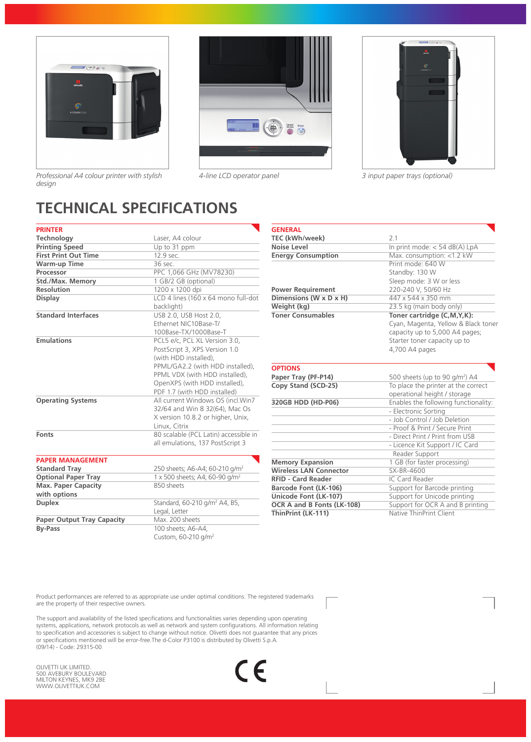*Professional A4 colour printer with stylish design*

*4-line LCD operator panel*

*3 input paper trays (optional)*

# TECHNICAL SPECIFICATIONS

## PRINTER

| | |
|---|---|
| **Technology** | Laser, A4 colour |
| **Printing Speed** | Up to 31 ppm |
| **First Print Out Time** | 12.9 sec. |
| **Warm-up Time** | 36 sec. |
| **Processor** | PPC 1,066 GHz (MV78230) |
| **Std./Max. Memory** | 1 GB/2 GB (optional) |
| **Resolution** | 1200 x 1200 dpi |
| **Display** | LCD 4 lines (160 x 64 mono full-dot backlight) |
| **Standard Interfaces** | USB 2.0, USB Host 2.0, Ethernet NIC10Base-T/ 100Base-TX/1000Base-T |
| **Emulations** | PCL5 e/c, PCL XL Version 3.0, PostScript 3, XPS Version 1.0 (with HDD installed), PPML/GA2.2 (with HDD installed), PPML VDX (with HDD installed), OpenXPS (with HDD installed), PDF 1.7 (with HDD installed) |
| **Operating Systems** | All current Windows OS (incl.Win7 32/64 and Win 8 32(64), Mac Os X version 10.8.2 or higher, Unix, Linux, Citrix |
| **Fonts** | 80 scalable (PCL Latin) accessible in all emulations, 137 PostScript 3 |

## PAPER MANAGEMENT

| | |
|---|---|
| **Standard Tray** | 250 sheets; A6-A4; 60-210 g/m² |
| **Optional Paper Tray** | 1 x 500 sheets; A4; 60-90 g/m² |
| **Max. Paper Capacity with options** | 850 sheets |
| **Duplex** | Standard, 60-210 g/m² A4, B5, Legal, Letter |
| **Paper Output Tray Capacity** | Max. 200 sheets |
| **By-Pass** | 100 sheets; A6-A4, Custom, 60-210 g/m² |

## GENERAL

| | |
|---|---|
| **TEC (kWh/week)** | 2.1 |
| **Noise Level** | In print mode: < 54 dB(A) LpA |
| **Energy Consumption** | Max. consumption: <1.2 kW<br>Print mode: 640 W<br>Standby: 130 W<br>Sleep mode: 3 W or less |
| **Power Requirement** | 220-240 V, 50/60 Hz |
| **Dimensions (W x D x H)** | 447 x 544 x 350 mm |
| **Weight (kg)** | 23.5 kg (main body only) |
| **Toner Consumables** | **Toner cartridge (C,M,Y,K):** Cyan, Magenta, Yellow & Black toner capacity up to 5,000 A4 pages; Starter toner capacity up to 4,700 A4 pages |

## OPTIONS

| | |
|---|---|
| **Paper Tray (PF-P14)** | 500 sheets (up to 90 g/m²) A4 |
| **Copy Stand (SCD-25)** | To place the printer at the correct operational height / storage |
| **320GB HDD (HD-P06)** | Enables the following functionality:<br>- Electronic Sorting<br>- Job Control / Job Deletion<br>- Proof & Print / Secure Print<br>- Direct Print / Print from USB<br>- Licence Kit Support / IC Card Reader Support |
| **Memory Expansion** | 1 GB (for faster processing) |
| **Wireless LAN Connector** | SX-BR-4600 |
| **RFID - Card Reader** | IC Card Reader |
| **Barcode Font (LK-106)** | Support for Barcode printing |
| **Unicode Font (LK-107)** | Support for Unicode printing |
| **OCR A and B Fonts (LK-108)** | Support for OCR A and B printing |
| **ThinPrint (LK-111)** | Native ThinPrint Client |

Product performances are referred to as appropriate use under optimal conditions. The registered trademarks are the property of their respective owners.

The support and availability of the listed specifications and functionalities varies depending upon operating systems, applications, network protocols as well as network and system configurations. All information relating to specification and accessories is subject to change without notice. Olivetti does not guarantee that any prices or specifications mentioned will be error-free.The d-Color P3100 is distributed by Olivetti S.p.A.
(09/14) - Code: 29315-00

OLIVETTI UK LIMITED.
500 AVEBURY BOULEVARD
MILTON KEYNES, MK9 2BE
WWW.OLIVETTIUK.COM

CE